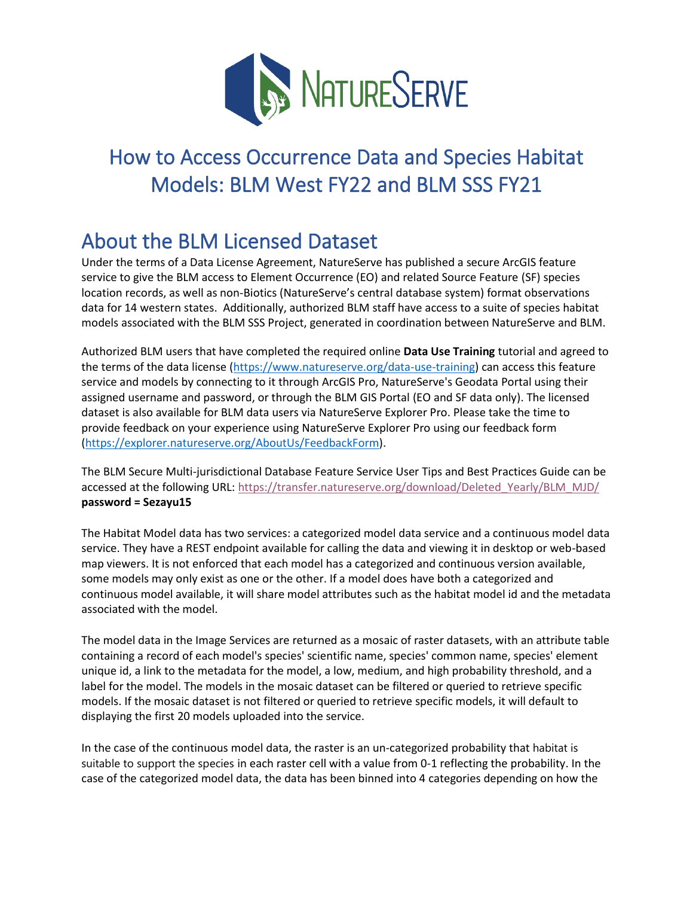# How to Access Occurrence Data and Species Habitat Models: BLM West FY22 and BLM SSS FY21

## About the BLM Licensed Dataset

Under the terms of a Data License Agreement, NatureServe has published a secure ArcGIS feature service to give the BLM access to Element Occurrence (EO) and related Source Feature (SF) species location records, as well as non-Biotics (NatureServe's central database system) format observations data for 14 western states. Additionally, authorized BLM staff have access to a suite of species habitat models associated with the BLM SSS Project, generated in coordination between NatureServe and BLM.

Authorized BLM users that have completed the required online **Data Use Training** tutorial and agreed to the terms of the data license (https://www.natureserve.org/data-use-training) can access this feature service and models by connecting to it through ArcGIS Pro, NatureServe's Geodata Portal using their assigned username and password, or through the BLM GIS Portal (EO and SF data only). The licensed dataset is also available for BLM data users via NatureServe Explorer Pro. Please take the time to provide feedback on your experience using NatureServe Explorer Pro using our feedback form (https://explorer.natureserve.org/AboutUs/FeedbackForm).

The BLM Secure Multi-jurisdictional Database Feature Service User Tips and Best Practices Guide can be accessed at the following URL: https://transfer.natureserve.org/download/Deleted_Yearly/BLM_MJD/
**password = Sezayu15**

The Habitat Model data has two services: a categorized model data service and a continuous model data service. They have a REST endpoint available for calling the data and viewing it in desktop or web-based map viewers. It is not enforced that each model has a categorized and continuous version available, some models may only exist as one or the other. If a model does have both a categorized and continuous model available, it will share model attributes such as the habitat model id and the metadata associated with the model.

The model data in the Image Services are returned as a mosaic of raster datasets, with an attribute table containing a record of each model's species' scientific name, species' common name, species' element unique id, a link to the metadata for the model, a low, medium, and high probability threshold, and a label for the model. The models in the mosaic dataset can be filtered or queried to retrieve specific models. If the mosaic dataset is not filtered or queried to retrieve specific models, it will default to displaying the first 20 models uploaded into the service.

In the case of the continuous model data, the raster is an un-categorized probability that habitat is suitable to support the species in each raster cell with a value from 0-1 reflecting the probability. In the case of the categorized model data, the data has been binned into 4 categories depending on how the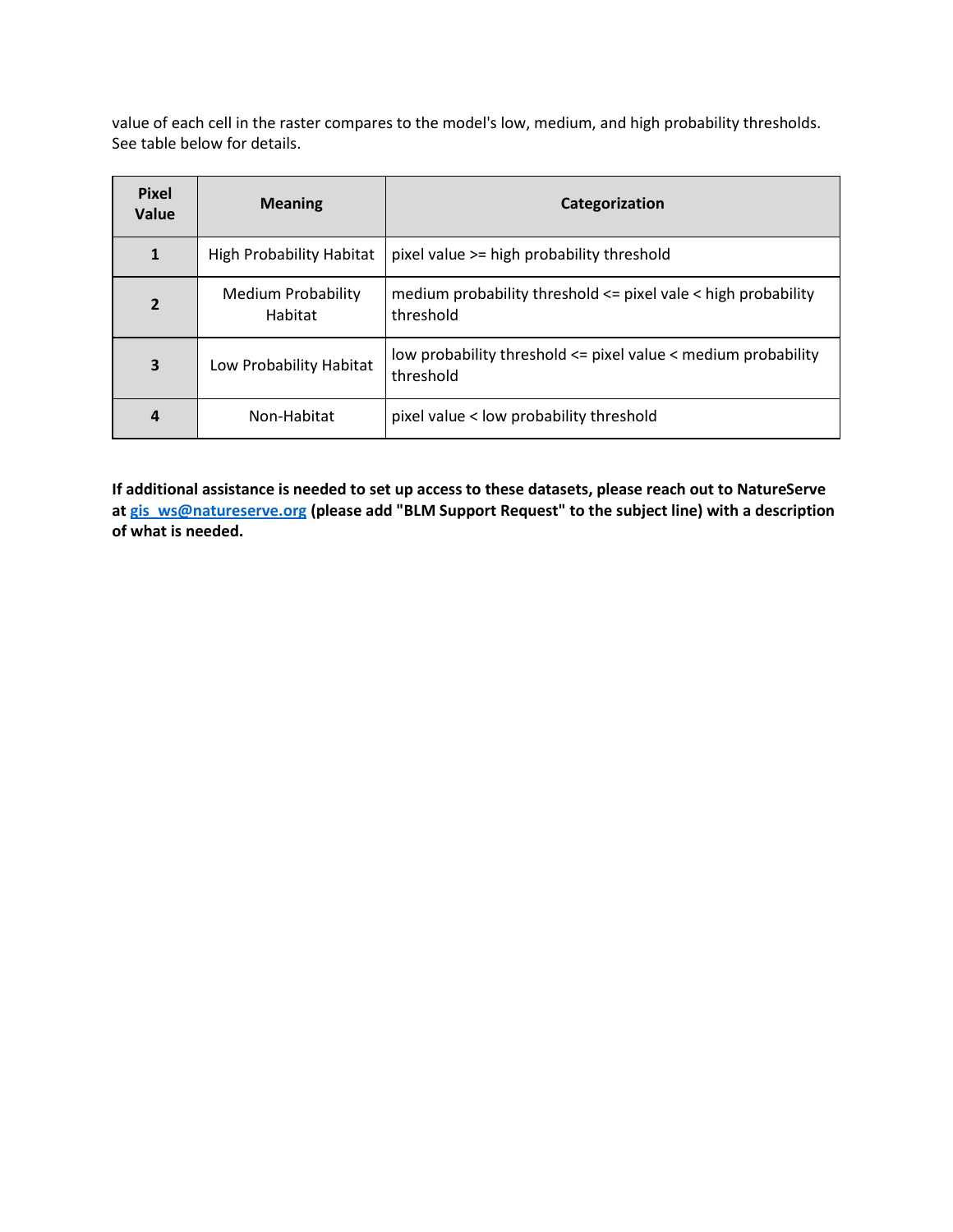value of each cell in the raster compares to the model's low, medium, and high probability thresholds. See table below for details.

| Pixel Value | Meaning | Categorization |
| --- | --- | --- |
| **1** | High Probability Habitat | pixel value >= high probability threshold |
| **2** | Medium Probability Habitat | medium probability threshold <= pixel vale < high probability threshold |
| **3** | Low Probability Habitat | low probability threshold <= pixel value < medium probability threshold |
| **4** | Non-Habitat | pixel value < low probability threshold |

**If additional assistance is needed to set up access to these datasets, please reach out to NatureServe at [gis_ws@natureserve.org](mailto:gis_ws@natureserve.org) (please add "BLM Support Request" to the subject line) with a description of what is needed.**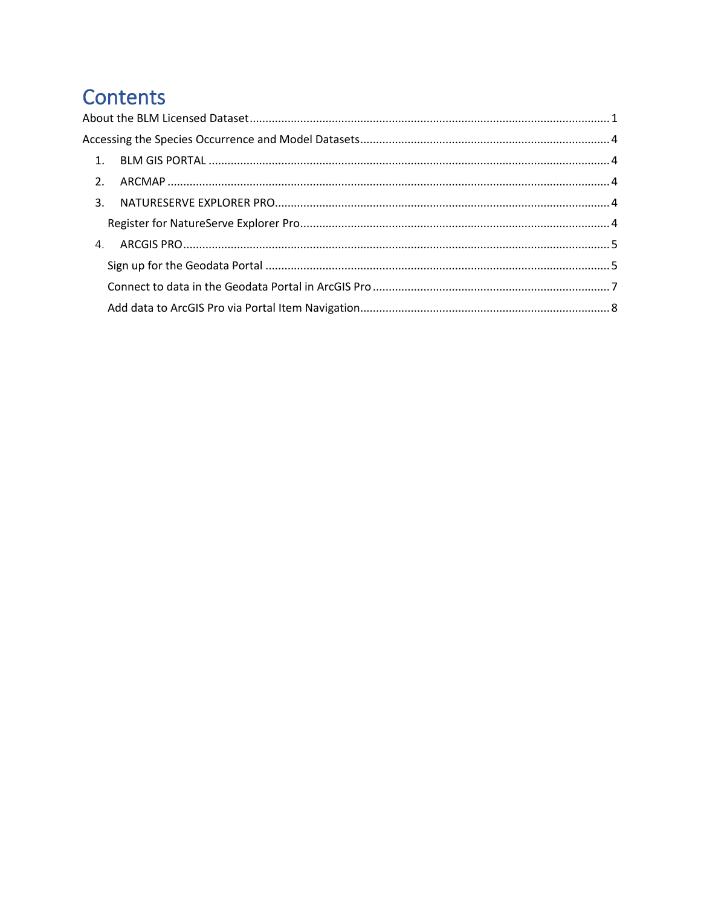# Contents

About the BLM Licensed Dataset ........................................................................................................ 1

Accessing the Species Occurrence and Model Datasets ................................................................... 4

1. BLM GIS PORTAL ...................................................................................................................... 4
2. ARCMAP .................................................................................................................................. 4
3. NATURESERVE EXPLORER PRO ............................................................................................... 4
   - Register for NatureServe Explorer Pro ..................................................................................... 4
4. ARCGIS PRO ............................................................................................................................. 5
   - Sign up for the Geodata Portal ................................................................................................ 5
   - Connect to data in the Geodata Portal in ArcGIS Pro ............................................................. 7
   - Add data to ArcGIS Pro via Portal Item Navigation ................................................................. 8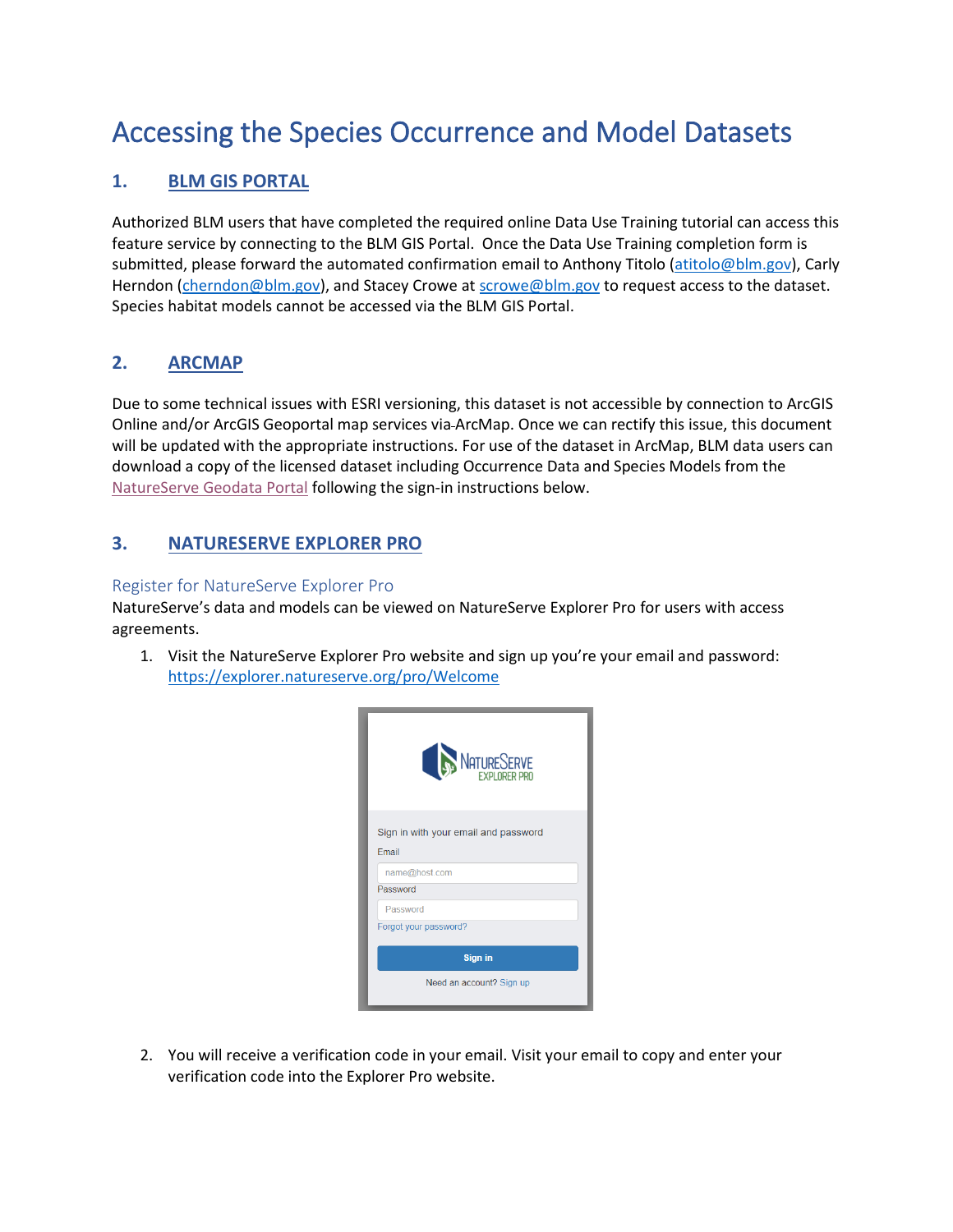# Accessing the Species Occurrence and Model Datasets

## 1. BLM GIS PORTAL

Authorized BLM users that have completed the required online Data Use Training tutorial can access this feature service by connecting to the BLM GIS Portal. Once the Data Use Training completion form is submitted, please forward the automated confirmation email to Anthony Titolo (atitolo@blm.gov), Carly Herndon (cherndon@blm.gov), and Stacey Crowe at scrowe@blm.gov to request access to the dataset. Species habitat models cannot be accessed via the BLM GIS Portal.

## 2. ARCMAP

Due to some technical issues with ESRI versioning, this dataset is not accessible by connection to ArcGIS Online and/or ArcGIS Geoportal map services via ArcMap. Once we can rectify this issue, this document will be updated with the appropriate instructions. For use of the dataset in ArcMap, BLM data users can download a copy of the licensed dataset including Occurrence Data and Species Models from the NatureServe Geodata Portal following the sign-in instructions below.

## 3. NATURESERVE EXPLORER PRO

### Register for NatureServe Explorer Pro

NatureServe's data and models can be viewed on NatureServe Explorer Pro for users with access agreements.

1. Visit the NatureServe Explorer Pro website and sign up you're your email and password: https://explorer.natureserve.org/pro/Welcome

NatureServe Explorer Pro

Sign in with your email and password

Email

name@host.com

Password

Password

Forgot your password?

Sign in

Need an account? Sign up

2. You will receive a verification code in your email. Visit your email to copy and enter your verification code into the Explorer Pro website.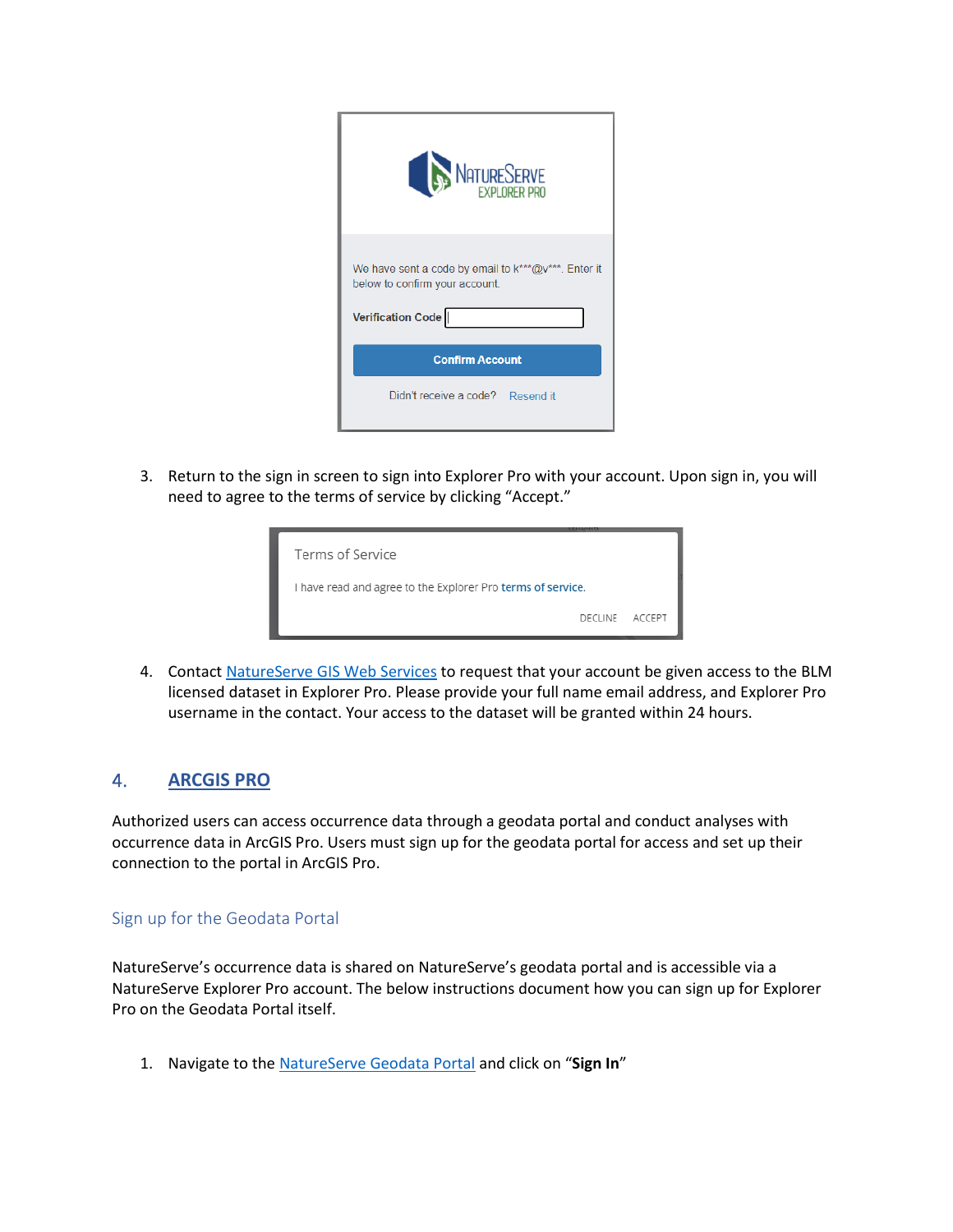3. Return to the sign in screen to sign into Explorer Pro with your account. Upon sign in, you will need to agree to the terms of service by clicking "Accept."

4. Contact NatureServe GIS Web Services to request that your account be given access to the BLM licensed dataset in Explorer Pro. Please provide your full name email address, and Explorer Pro username in the contact. Your access to the dataset will be granted within 24 hours.

## 4. ARCGIS PRO

Authorized users can access occurrence data through a geodata portal and conduct analyses with occurrence data in ArcGIS Pro. Users must sign up for the geodata portal for access and set up their connection to the portal in ArcGIS Pro.

### Sign up for the Geodata Portal

NatureServe's occurrence data is shared on NatureServe's geodata portal and is accessible via a NatureServe Explorer Pro account. The below instructions document how you can sign up for Explorer Pro on the Geodata Portal itself.

1. Navigate to the NatureServe Geodata Portal and click on "**Sign In**"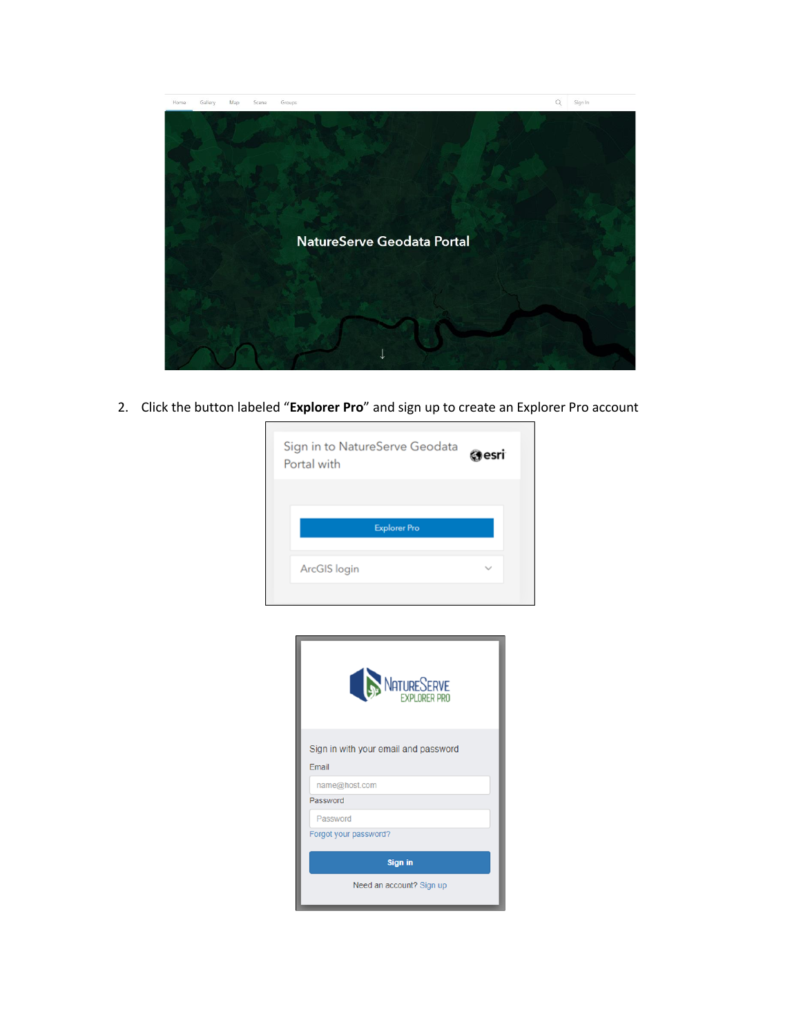2. Click the button labeled “**Explorer Pro**” and sign up to create an Explorer Pro account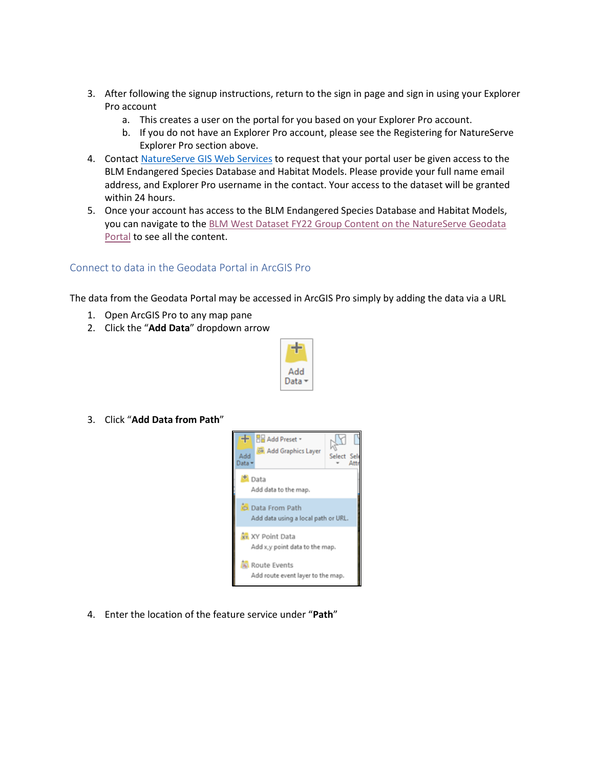3. After following the signup instructions, return to the sign in page and sign in using your Explorer Pro account
    a. This creates a user on the portal for you based on your Explorer Pro account.
    b. If you do not have an Explorer Pro account, please see the Registering for NatureServe Explorer Pro section above.
4. Contact NatureServe GIS Web Services to request that your portal user be given access to the BLM Endangered Species Database and Habitat Models. Please provide your full name email address, and Explorer Pro username in the contact. Your access to the dataset will be granted within 24 hours.
5. Once your account has access to the BLM Endangered Species Database and Habitat Models, you can navigate to the BLM West Dataset FY22 Group Content on the NatureServe Geodata Portal to see all the content.

## Connect to data in the Geodata Portal in ArcGIS Pro

The data from the Geodata Portal may be accessed in ArcGIS Pro simply by adding the data via a URL

1. Open ArcGIS Pro to any map pane
2. Click the "**Add Data**" dropdown arrow

Add Data

3. Click "**Add Data from Path**"

Add Data
Add Preset
Add Graphics Layer
Select
Data
Add data to the map.
Data From Path
Add data using a local path or URL.
XY Point Data
Add x,y point data to the map.
Route Events
Add route event layer to the map.

4. Enter the location of the feature service under "**Path**"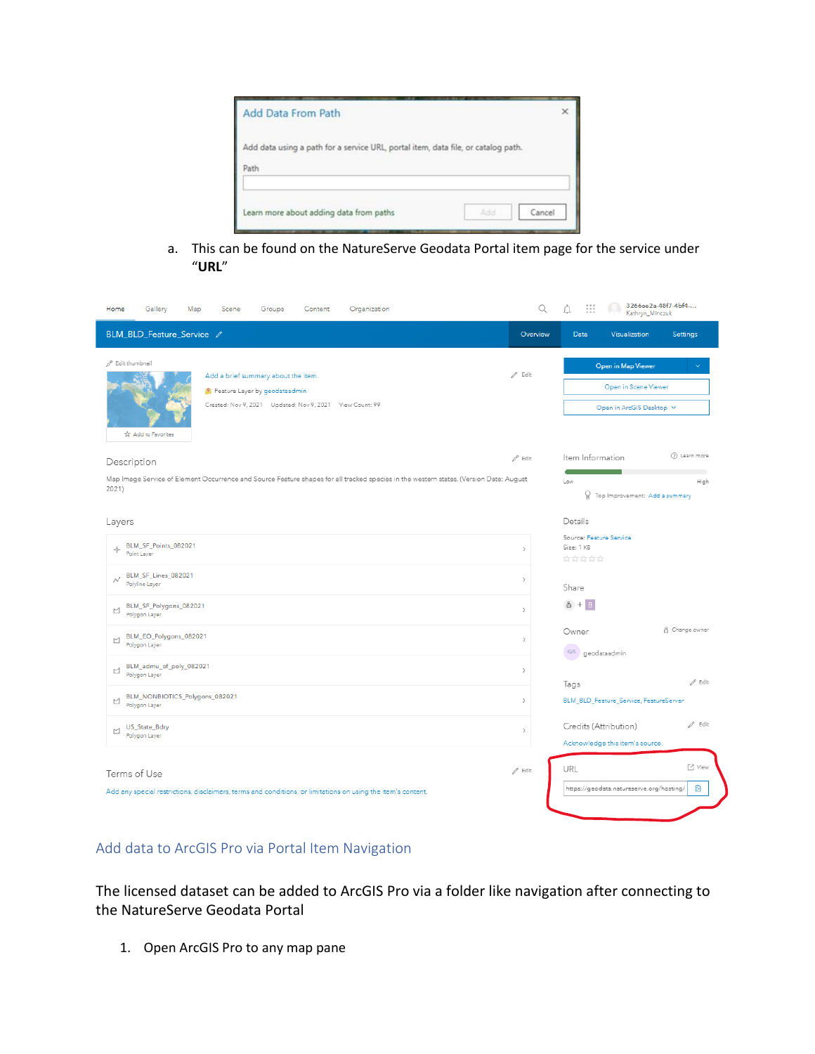a. This can be found on the NatureServe Geodata Portal item page for the service under "**URL**"

## Add data to ArcGIS Pro via Portal Item Navigation

The licensed dataset can be added to ArcGIS Pro via a folder like navigation after connecting to the NatureServe Geodata Portal

1. Open ArcGIS Pro to any map pane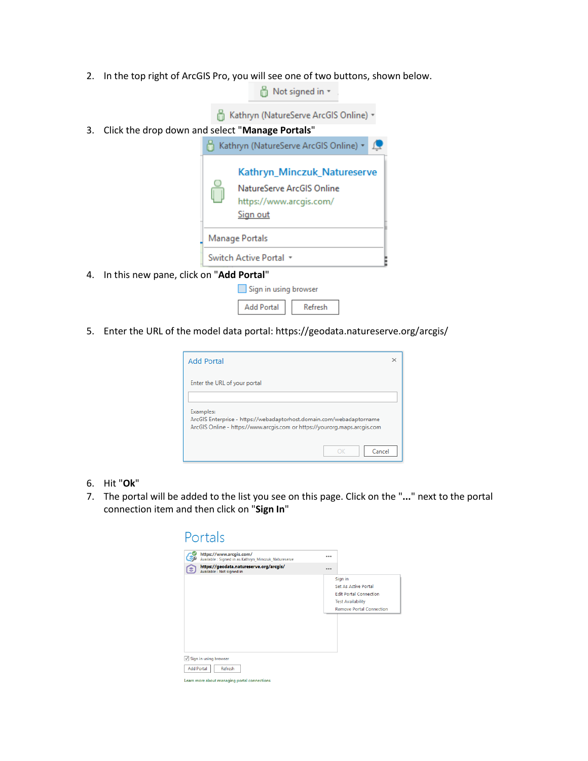2. In the top right of ArcGIS Pro, you will see one of two buttons, shown below.
3. Click the drop down and select "**Manage Portals**"
4. In this new pane, click on "**Add Portal**"
5. Enter the URL of the model data portal: https://geodata.natureserve.org/arcgis/
6. Hit "**Ok**"
7. The portal will be added to the list you see on this page. Click on the "**...**" next to the portal connection item and then click on "**Sign In**"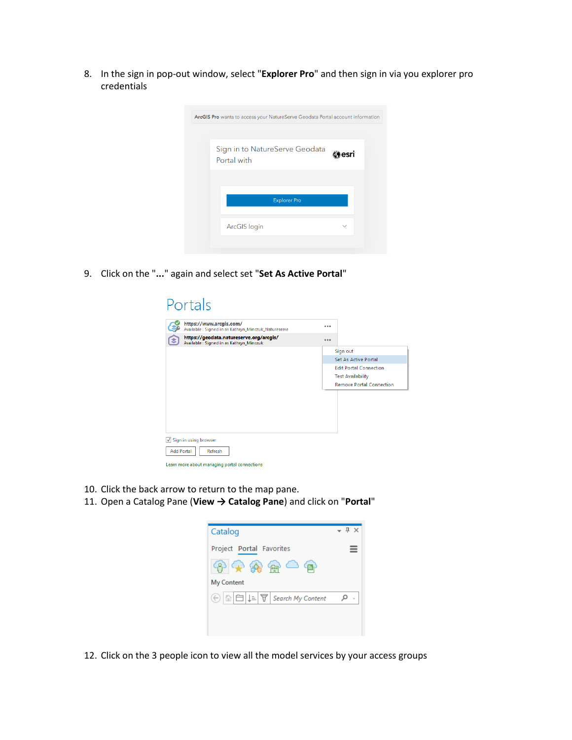8. In the sign in pop-out window, select "**Explorer Pro**" and then sign in via you explorer pro credentials

9. Click on the "**...**" again and select set "**Set As Active Portal**"

10. Click the back arrow to return to the map pane.
11. Open a Catalog Pane (**View → Catalog Pane**) and click on "**Portal**"

12. Click on the 3 people icon to view all the model services by your access groups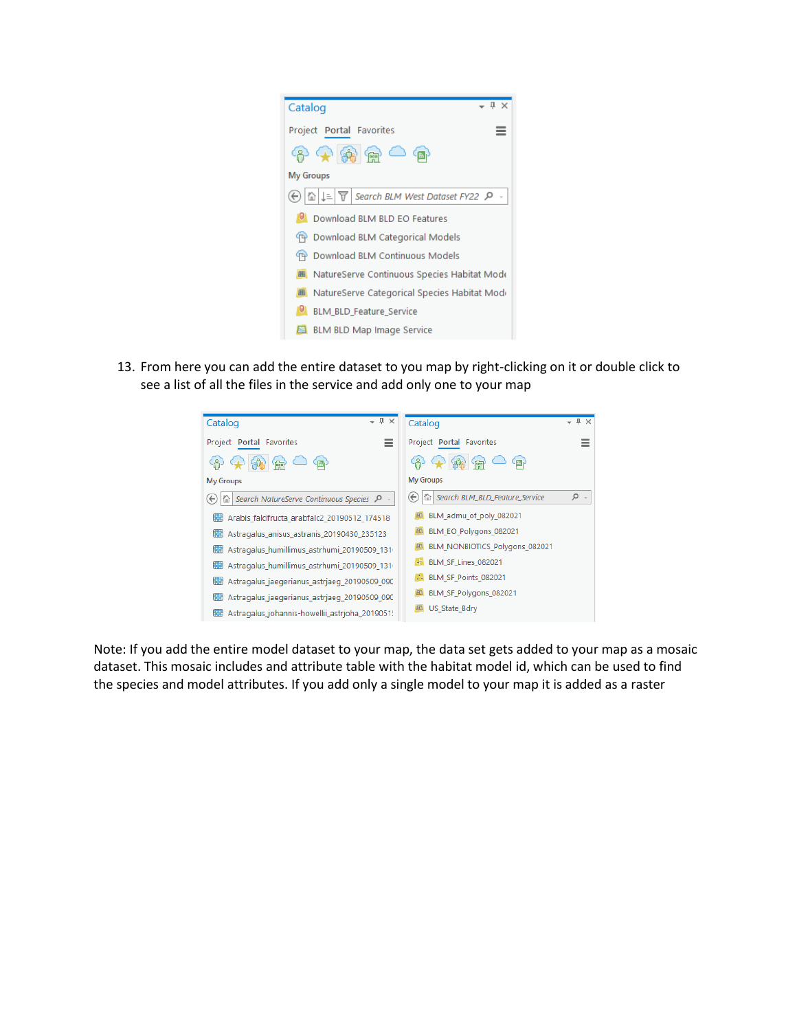13. From here you can add the entire dataset to you map by right-clicking on it or double click to see a list of all the files in the service and add only one to your map

Note: If you add the entire model dataset to your map, the data set gets added to your map as a mosaic dataset. This mosaic includes and attribute table with the habitat model id, which can be used to find the species and model attributes. If you add only a single model to your map it is added as a raster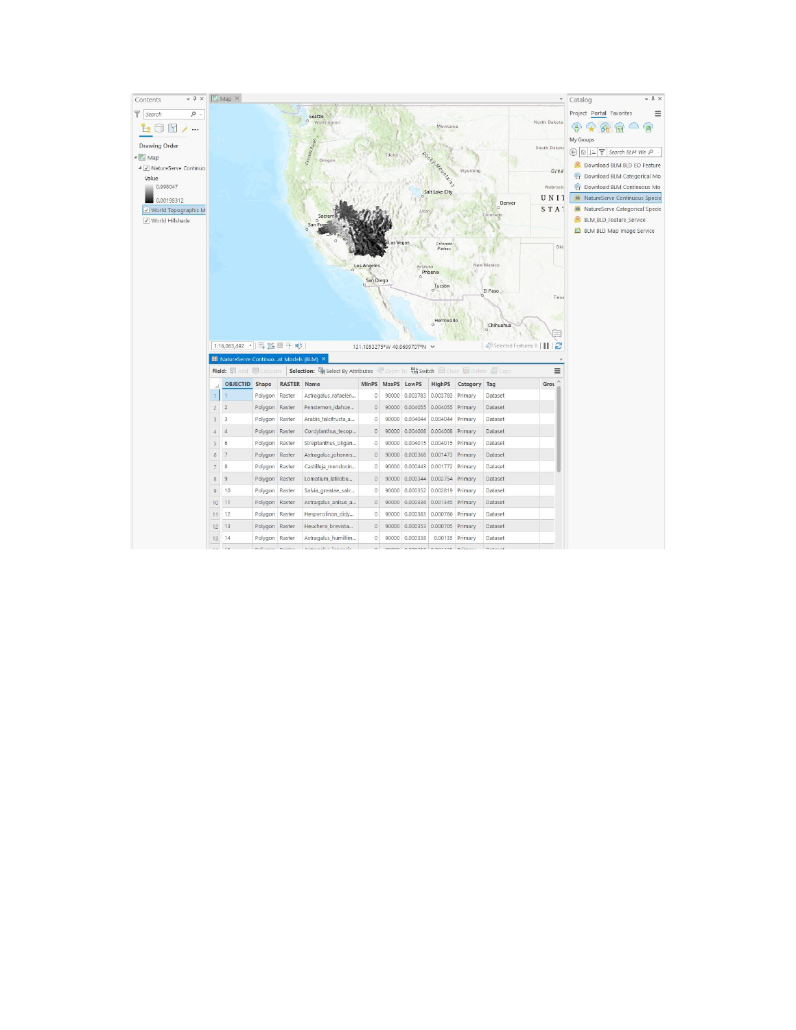Contents

Drawing Order

Map

NatureServe Continuo

Value

0.998047

0.00195312

World Topographic M

World Hillshade

Map

Catalog

Project Portal Favorites

My Groups

Download BLM BLD EO Feature

Download BLM Categorical Mo

Download BLM Continuous Mo

NatureServe Continuous Specie

NatureServe Categorical Specie

BLM_BLD_Feature_Service

BLM BLD Map Image Service

1:16,063,492

131.1853275°W 48.8699707°N

Selected Features: 0

NatureServe Continuo...at Models (BLM)

Field: Add Calculate | Selection: Select By Attributes Zoom To Switch Clear Delete Copy

| | OBJECTID | Shape | RASTER | Name | MinPS | MaxPS | LowPS | HighPS | Category | Tag | Grou |
|---|---|---|---|---|---|---|---|---|---|---|---|
| 1 | 1 | Polygon | Raster | Astragalus_rafaelen... | 0 | 90000 | 0.003783 | 0.003783 | Primary | Dataset | |
| 2 | 2 | Polygon | Raster | Penstemon_idahoe... | 0 | 90000 | 0.004055 | 0.004055 | Primary | Dataset | |
| 3 | 3 | Polygon | Raster | Arabis_falcifructa_a... | 0 | 90000 | 0.004044 | 0.004044 | Primary | Dataset | |
| 4 | 4 | Polygon | Raster | Cordylanthus_tecop... | 0 | 90000 | 0.004008 | 0.004008 | Primary | Dataset | |
| 5 | 6 | Polygon | Raster | Streptanthus_oligan... | 0 | 90000 | 0.004015 | 0.004015 | Primary | Dataset | |
| 6 | 7 | Polygon | Raster | Astragalus_johannis... | 0 | 90000 | 0.000368 | 0.001473 | Primary | Dataset | |
| 7 | 8 | Polygon | Raster | Castilleja_mendocin... | 0 | 90000 | 0.000443 | 0.001772 | Primary | Dataset | |
| 8 | 9 | Polygon | Raster | Lomatium_latilobu... | 0 | 90000 | 0.000344 | 0.002754 | Primary | Dataset | |
| 9 | 10 | Polygon | Raster | Salvia_greatae_salv... | 0 | 90000 | 0.000352 | 0.002819 | Primary | Dataset | |
| 10 | 11 | Polygon | Raster | Astragalus_anisus_a... | 0 | 90000 | 0.000336 | 0.001345 | Primary | Dataset | |
| 11 | 12 | Polygon | Raster | Hesperolinon_didy... | 0 | 90000 | 0.000383 | 0.000766 | Primary | Dataset | |
| 12 | 13 | Polygon | Raster | Heuchera_brevista... | 0 | 90000 | 0.000353 | 0.000705 | Primary | Dataset | |
| 13 | 14 | Polygon | Raster | Astragalus_humillim... | 0 | 90000 | 0.000338 | 0.00135 | Primary | Dataset | |